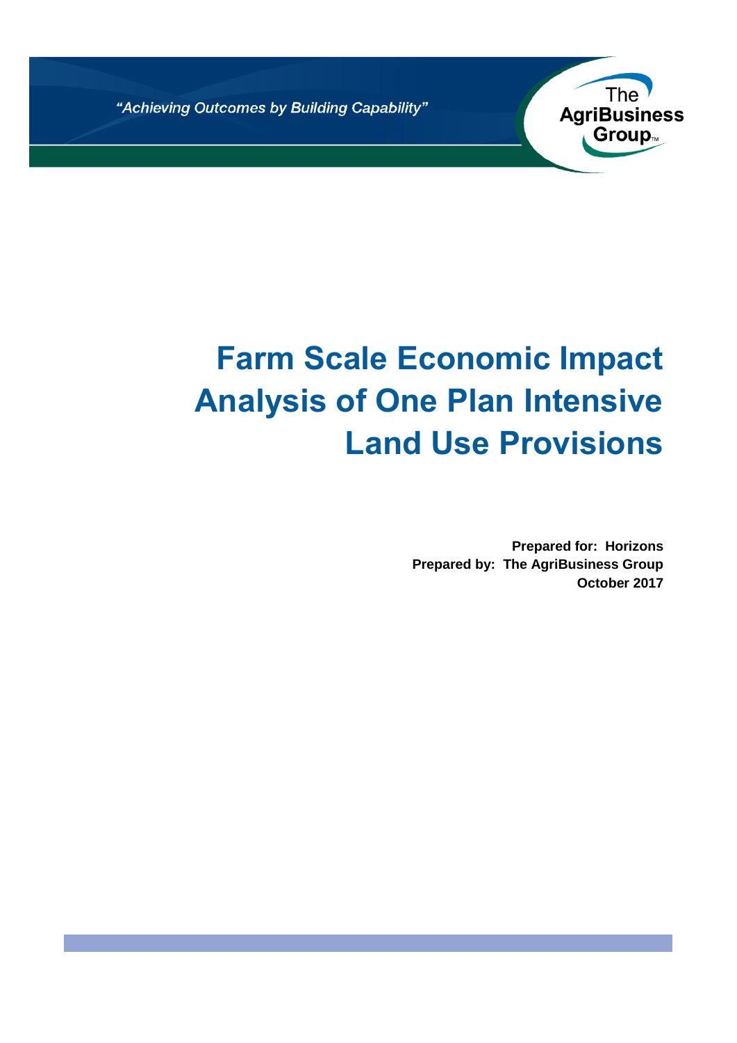*"Achieving Outcomes by Building Capability"*

The AgriBusiness Group

# Farm Scale Economic Impact Analysis of One Plan Intensive Land Use Provisions

**Prepared for: Horizons**
**Prepared by: The AgriBusiness Group**
**October 2017**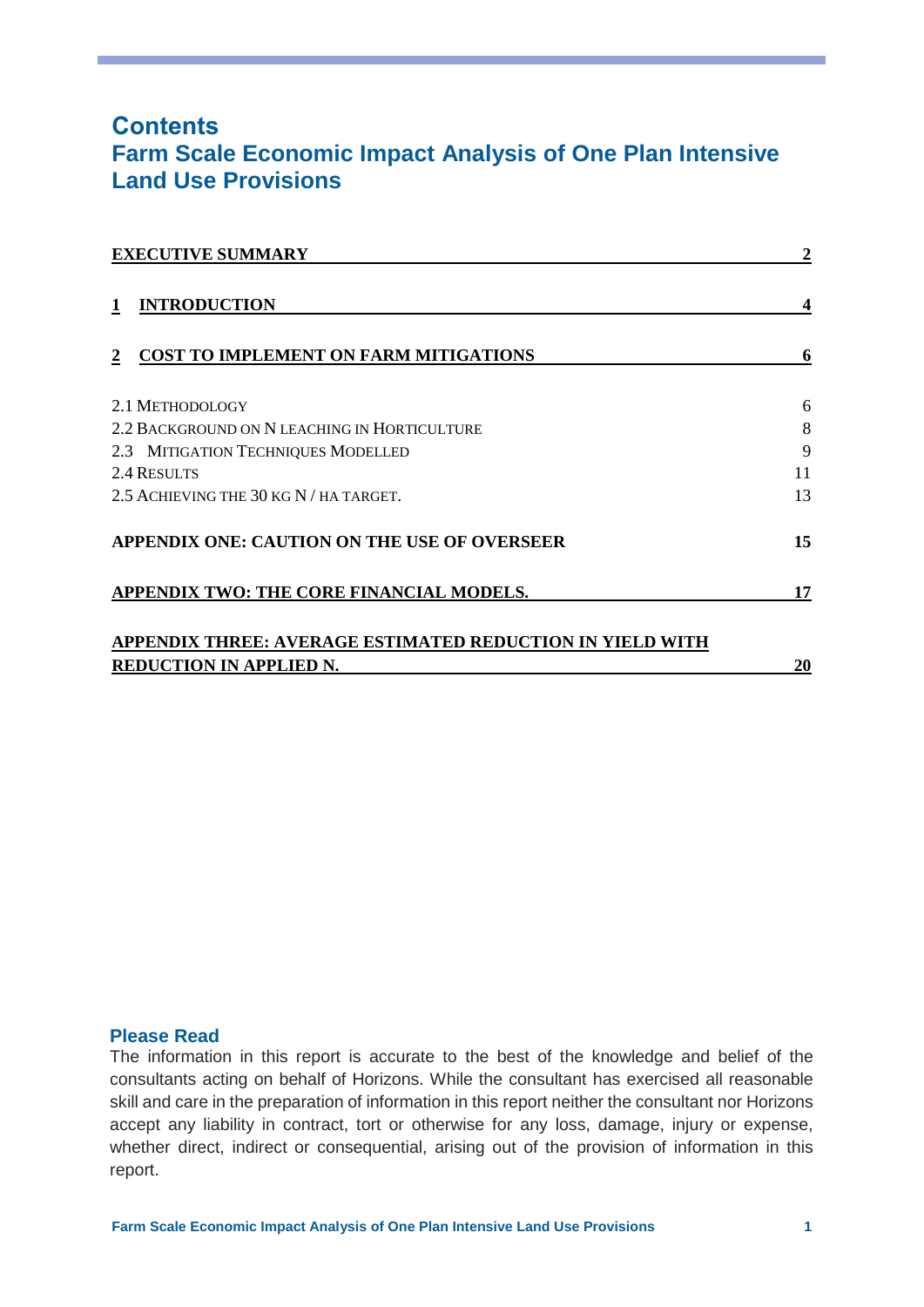# Contents

## Farm Scale Economic Impact Analysis of One Plan Intensive Land Use Provisions

| | |
|---|---|
| **EXECUTIVE SUMMARY** | **2** |
| **1 INTRODUCTION** | **4** |
| **2 COST TO IMPLEMENT ON FARM MITIGATIONS** | **6** |
| 2.1 METHODOLOGY | 6 |
| 2.2 BACKGROUND ON N LEACHING IN HORTICULTURE | 8 |
| 2.3 MITIGATION TECHNIQUES MODELLED | 9 |
| 2.4 RESULTS | 11 |
| 2.5 ACHIEVING THE 30 KG N / HA TARGET. | 13 |
| **APPENDIX ONE: CAUTION ON THE USE OF OVERSEER** | **15** |
| **APPENDIX TWO: THE CORE FINANCIAL MODELS.** | **17** |
| **APPENDIX THREE: AVERAGE ESTIMATED REDUCTION IN YIELD WITH REDUCTION IN APPLIED N.** | **20** |

### Please Read

The information in this report is accurate to the best of the knowledge and belief of the consultants acting on behalf of Horizons. While the consultant has exercised all reasonable skill and care in the preparation of information in this report neither the consultant nor Horizons accept any liability in contract, tort or otherwise for any loss, damage, injury or expense, whether direct, indirect or consequential, arising out of the provision of information in this report.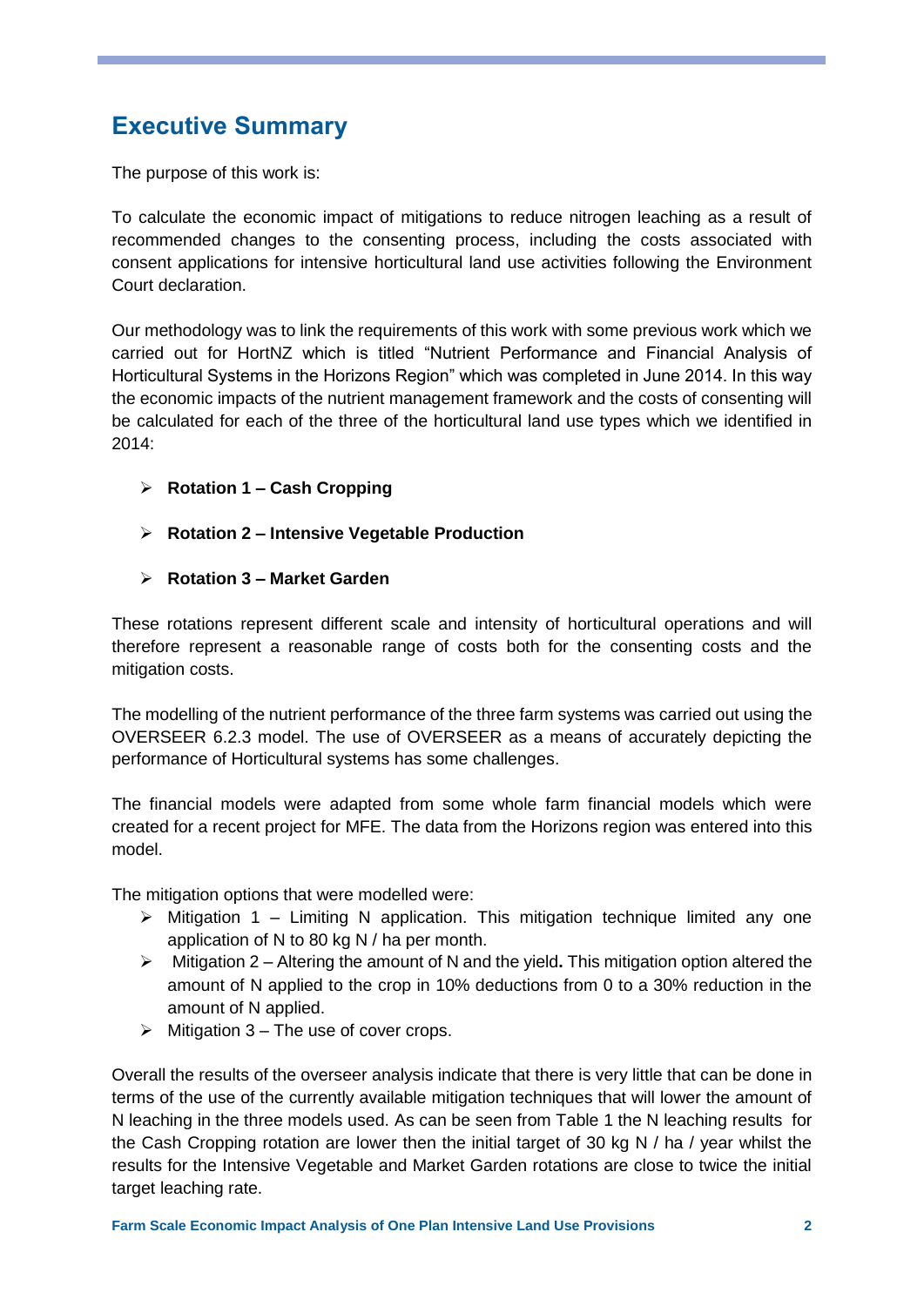## Executive Summary

The purpose of this work is:

To calculate the economic impact of mitigations to reduce nitrogen leaching as a result of recommended changes to the consenting process, including the costs associated with consent applications for intensive horticultural land use activities following the Environment Court declaration.

Our methodology was to link the requirements of this work with some previous work which we carried out for HortNZ which is titled "Nutrient Performance and Financial Analysis of Horticultural Systems in the Horizons Region" which was completed in June 2014. In this way the economic impacts of the nutrient management framework and the costs of consenting will be calculated for each of the three of the horticultural land use types which we identified in 2014:

- **Rotation 1 – Cash Cropping**
- **Rotation 2 – Intensive Vegetable Production**
- **Rotation 3 – Market Garden**

These rotations represent different scale and intensity of horticultural operations and will therefore represent a reasonable range of costs both for the consenting costs and the mitigation costs.

The modelling of the nutrient performance of the three farm systems was carried out using the OVERSEER 6.2.3 model. The use of OVERSEER as a means of accurately depicting the performance of Horticultural systems has some challenges.

The financial models were adapted from some whole farm financial models which were created for a recent project for MFE. The data from the Horizons region was entered into this model.

The mitigation options that were modelled were:

- Mitigation 1 – Limiting N application. This mitigation technique limited any one application of N to 80 kg N / ha per month.
- Mitigation 2 – Altering the amount of N and the yield**.** This mitigation option altered the amount of N applied to the crop in 10% deductions from 0 to a 30% reduction in the amount of N applied.
- Mitigation 3 – The use of cover crops.

Overall the results of the overseer analysis indicate that there is very little that can be done in terms of the use of the currently available mitigation techniques that will lower the amount of N leaching in the three models used. As can be seen from Table 1 the N leaching results for the Cash Cropping rotation are lower then the initial target of 30 kg N / ha / year whilst the results for the Intensive Vegetable and Market Garden rotations are close to twice the initial target leaching rate.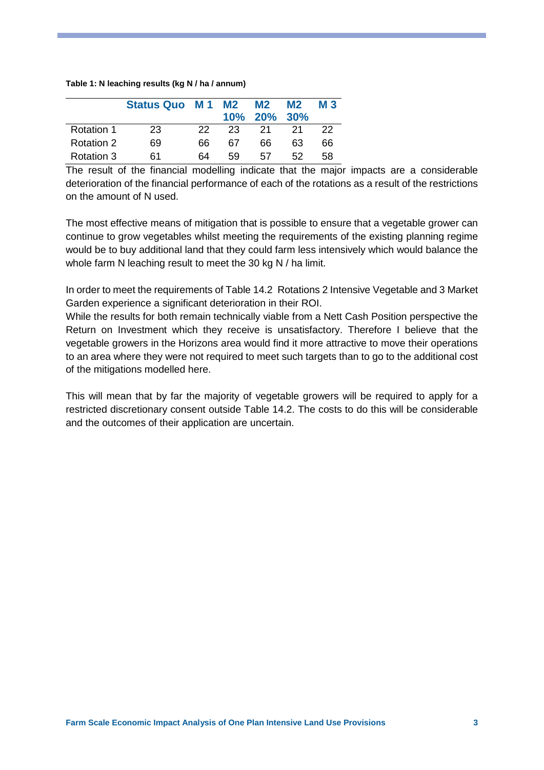**Table 1: N leaching results (kg N / ha / annum)**

| | Status Quo | M 1 | M2 10% | M2 20% | M2 30% | M 3 |
|---|---|---|---|---|---|---|
| Rotation 1 | 23 | 22 | 23 | 21 | 21 | 22 |
| Rotation 2 | 69 | 66 | 67 | 66 | 63 | 66 |
| Rotation 3 | 61 | 64 | 59 | 57 | 52 | 58 |

The result of the financial modelling indicate that the major impacts are a considerable deterioration of the financial performance of each of the rotations as a result of the restrictions on the amount of N used.

The most effective means of mitigation that is possible to ensure that a vegetable grower can continue to grow vegetables whilst meeting the requirements of the existing planning regime would be to buy additional land that they could farm less intensively which would balance the whole farm N leaching result to meet the 30 kg N / ha limit.

In order to meet the requirements of Table 14.2 Rotations 2 Intensive Vegetable and 3 Market Garden experience a significant deterioration in their ROI.
While the results for both remain technically viable from a Nett Cash Position perspective the Return on Investment which they receive is unsatisfactory. Therefore I believe that the vegetable growers in the Horizons area would find it more attractive to move their operations to an area where they were not required to meet such targets than to go to the additional cost of the mitigations modelled here.

This will mean that by far the majority of vegetable growers will be required to apply for a restricted discretionary consent outside Table 14.2. The costs to do this will be considerable and the outcomes of their application are uncertain.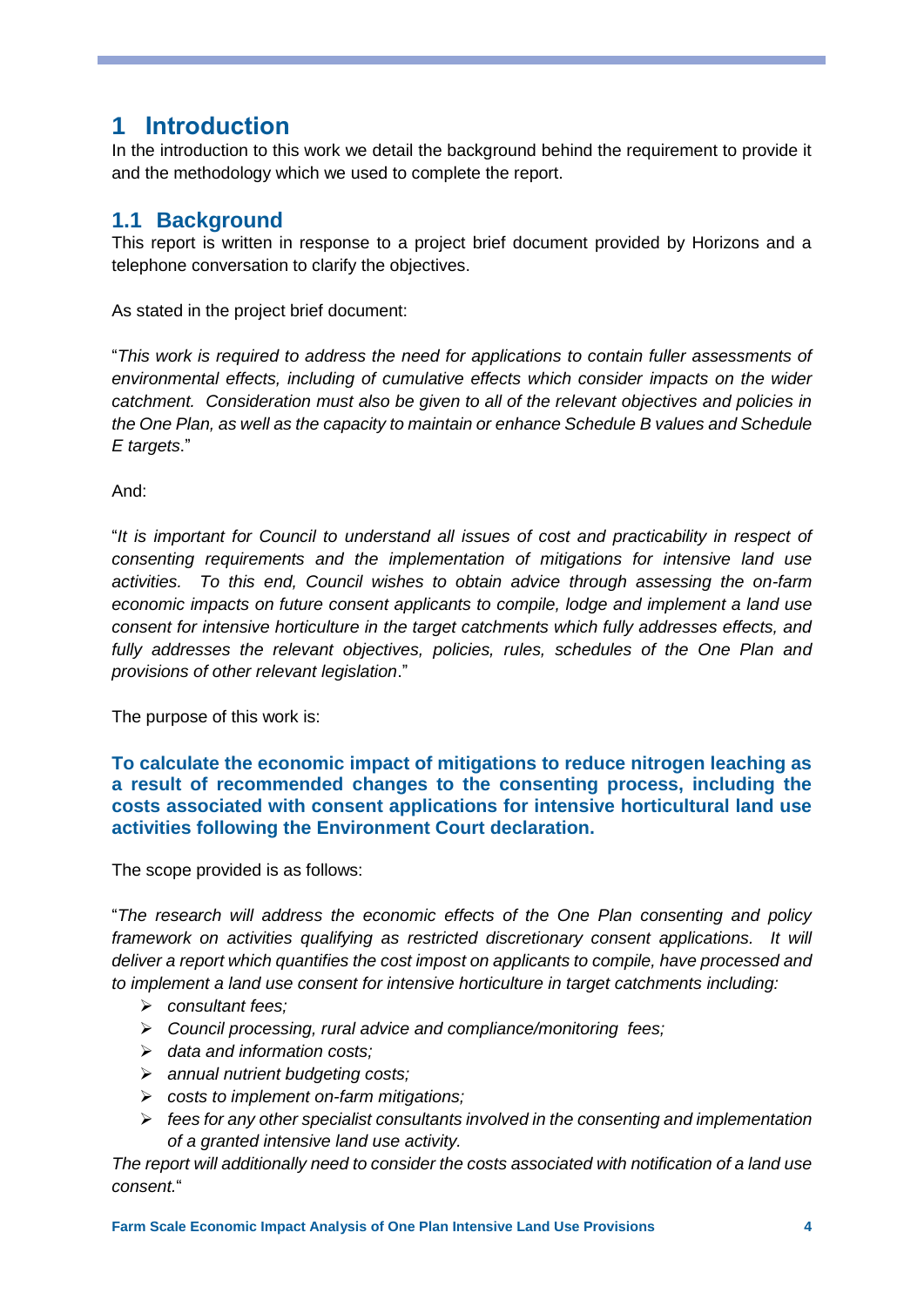# 1 Introduction

In the introduction to this work we detail the background behind the requirement to provide it and the methodology which we used to complete the report.

## 1.1 Background

This report is written in response to a project brief document provided by Horizons and a telephone conversation to clarify the objectives.

As stated in the project brief document:

"*This work is required to address the need for applications to contain fuller assessments of environmental effects, including of cumulative effects which consider impacts on the wider catchment. Consideration must also be given to all of the relevant objectives and policies in the One Plan, as well as the capacity to maintain or enhance Schedule B values and Schedule E targets*."

And:

"*It is important for Council to understand all issues of cost and practicability in respect of consenting requirements and the implementation of mitigations for intensive land use activities. To this end, Council wishes to obtain advice through assessing the on-farm economic impacts on future consent applicants to compile, lodge and implement a land use consent for intensive horticulture in the target catchments which fully addresses effects, and fully addresses the relevant objectives, policies, rules, schedules of the One Plan and provisions of other relevant legislation*."

The purpose of this work is:

**To calculate the economic impact of mitigations to reduce nitrogen leaching as a result of recommended changes to the consenting process, including the costs associated with consent applications for intensive horticultural land use activities following the Environment Court declaration.**

The scope provided is as follows:

"*The research will address the economic effects of the One Plan consenting and policy framework on activities qualifying as restricted discretionary consent applications. It will deliver a report which quantifies the cost impost on applicants to compile, have processed and to implement a land use consent for intensive horticulture in target catchments including:*

- *consultant fees;*
- *Council processing, rural advice and compliance/monitoring fees;*
- *data and information costs;*
- *annual nutrient budgeting costs;*
- *costs to implement on-farm mitigations;*
- *fees for any other specialist consultants involved in the consenting and implementation of a granted intensive land use activity.*

*The report will additionally need to consider the costs associated with notification of a land use consent.*"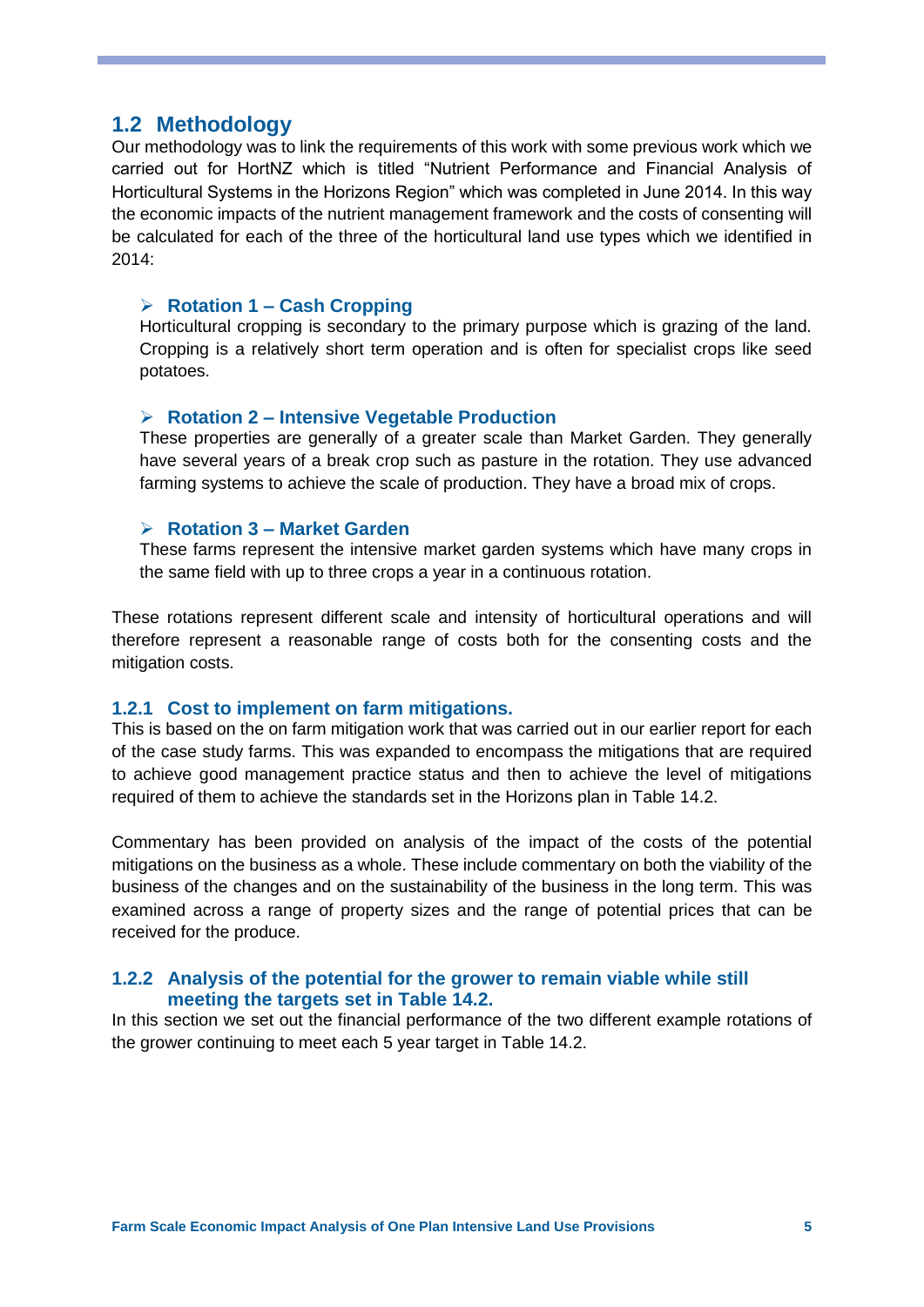## 1.2 Methodology

Our methodology was to link the requirements of this work with some previous work which we carried out for HortNZ which is titled "Nutrient Performance and Financial Analysis of Horticultural Systems in the Horizons Region" which was completed in June 2014. In this way the economic impacts of the nutrient management framework and the costs of consenting will be calculated for each of the three of the horticultural land use types which we identified in 2014:

- **Rotation 1 – Cash Cropping**

  Horticultural cropping is secondary to the primary purpose which is grazing of the land. Cropping is a relatively short term operation and is often for specialist crops like seed potatoes.

- **Rotation 2 – Intensive Vegetable Production**

  These properties are generally of a greater scale than Market Garden. They generally have several years of a break crop such as pasture in the rotation. They use advanced farming systems to achieve the scale of production. They have a broad mix of crops.

- **Rotation 3 – Market Garden**

  These farms represent the intensive market garden systems which have many crops in the same field with up to three crops a year in a continuous rotation.

These rotations represent different scale and intensity of horticultural operations and will therefore represent a reasonable range of costs both for the consenting costs and the mitigation costs.

### 1.2.1 Cost to implement on farm mitigations.

This is based on the on farm mitigation work that was carried out in our earlier report for each of the case study farms. This was expanded to encompass the mitigations that are required to achieve good management practice status and then to achieve the level of mitigations required of them to achieve the standards set in the Horizons plan in Table 14.2.

Commentary has been provided on analysis of the impact of the costs of the potential mitigations on the business as a whole. These include commentary on both the viability of the business of the changes and on the sustainability of the business in the long term. This was examined across a range of property sizes and the range of potential prices that can be received for the produce.

### 1.2.2 Analysis of the potential for the grower to remain viable while still meeting the targets set in Table 14.2.

In this section we set out the financial performance of the two different example rotations of the grower continuing to meet each 5 year target in Table 14.2.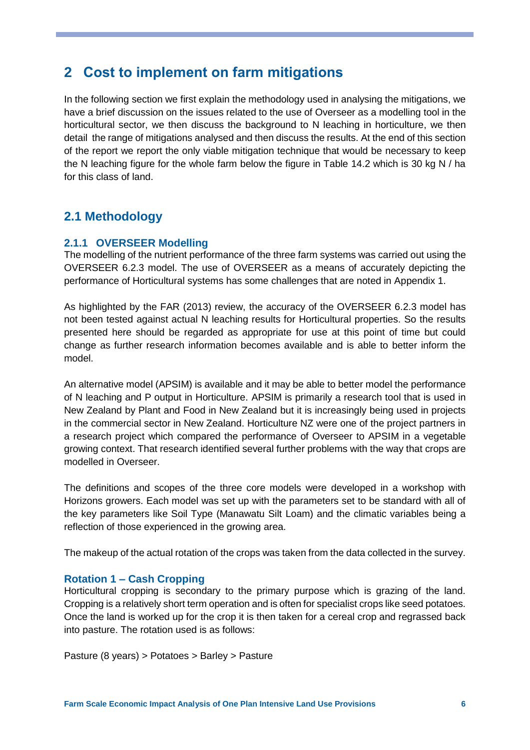# 2 Cost to implement on farm mitigations

In the following section we first explain the methodology used in analysing the mitigations, we have a brief discussion on the issues related to the use of Overseer as a modelling tool in the horticultural sector, we then discuss the background to N leaching in horticulture, we then detail the range of mitigations analysed and then discuss the results. At the end of this section of the report we report the only viable mitigation technique that would be necessary to keep the N leaching figure for the whole farm below the figure in Table 14.2 which is 30 kg N / ha for this class of land.

## 2.1 Methodology

### 2.1.1 OVERSEER Modelling

The modelling of the nutrient performance of the three farm systems was carried out using the OVERSEER 6.2.3 model. The use of OVERSEER as a means of accurately depicting the performance of Horticultural systems has some challenges that are noted in Appendix 1.

As highlighted by the FAR (2013) review, the accuracy of the OVERSEER 6.2.3 model has not been tested against actual N leaching results for Horticultural properties. So the results presented here should be regarded as appropriate for use at this point of time but could change as further research information becomes available and is able to better inform the model.

An alternative model (APSIM) is available and it may be able to better model the performance of N leaching and P output in Horticulture. APSIM is primarily a research tool that is used in New Zealand by Plant and Food in New Zealand but it is increasingly being used in projects in the commercial sector in New Zealand. Horticulture NZ were one of the project partners in a research project which compared the performance of Overseer to APSIM in a vegetable growing context. That research identified several further problems with the way that crops are modelled in Overseer.

The definitions and scopes of the three core models were developed in a workshop with Horizons growers. Each model was set up with the parameters set to be standard with all of the key parameters like Soil Type (Manawatu Silt Loam) and the climatic variables being a reflection of those experienced in the growing area.

The makeup of the actual rotation of the crops was taken from the data collected in the survey.

### Rotation 1 – Cash Cropping

Horticultural cropping is secondary to the primary purpose which is grazing of the land. Cropping is a relatively short term operation and is often for specialist crops like seed potatoes. Once the land is worked up for the crop it is then taken for a cereal crop and regrassed back into pasture. The rotation used is as follows:

Pasture (8 years) > Potatoes > Barley > Pasture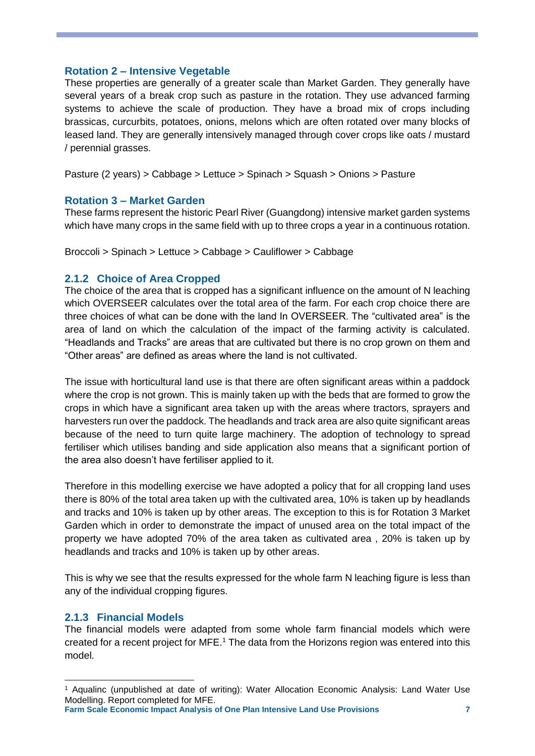### Rotation 2 – Intensive Vegetable

These properties are generally of a greater scale than Market Garden. They generally have several years of a break crop such as pasture in the rotation. They use advanced farming systems to achieve the scale of production. They have a broad mix of crops including brassicas, curcurbits, potatoes, onions, melons which are often rotated over many blocks of leased land. They are generally intensively managed through cover crops like oats / mustard / perennial grasses.

Pasture (2 years) > Cabbage > Lettuce > Spinach > Squash > Onions > Pasture

### Rotation 3 – Market Garden

These farms represent the historic Pearl River (Guangdong) intensive market garden systems which have many crops in the same field with up to three crops a year in a continuous rotation.

Broccoli > Spinach > Lettuce > Cabbage > Cauliflower > Cabbage

### 2.1.2 Choice of Area Cropped

The choice of the area that is cropped has a significant influence on the amount of N leaching which OVERSEER calculates over the total area of the farm. For each crop choice there are three choices of what can be done with the land In OVERSEER. The "cultivated area" is the area of land on which the calculation of the impact of the farming activity is calculated. "Headlands and Tracks" are areas that are cultivated but there is no crop grown on them and "Other areas" are defined as areas where the land is not cultivated.

The issue with horticultural land use is that there are often significant areas within a paddock where the crop is not grown. This is mainly taken up with the beds that are formed to grow the crops in which have a significant area taken up with the areas where tractors, sprayers and harvesters run over the paddock. The headlands and track area are also quite significant areas because of the need to turn quite large machinery. The adoption of technology to spread fertiliser which utilises banding and side application also means that a significant portion of the area also doesn't have fertiliser applied to it.

Therefore in this modelling exercise we have adopted a policy that for all cropping land uses there is 80% of the total area taken up with the cultivated area, 10% is taken up by headlands and tracks and 10% is taken up by other areas. The exception to this is for Rotation 3 Market Garden which in order to demonstrate the impact of unused area on the total impact of the property we have adopted 70% of the area taken as cultivated area , 20% is taken up by headlands and tracks and 10% is taken up by other areas.

This is why we see that the results expressed for the whole farm N leaching figure is less than any of the individual cropping figures.

### 2.1.3 Financial Models

The financial models were adapted from some whole farm financial models which were created for a recent project for MFE.[1] The data from the Horizons region was entered into this model.

[1] Aqualinc (unpublished at date of writing): Water Allocation Economic Analysis: Land Water Use Modelling. Report completed for MFE.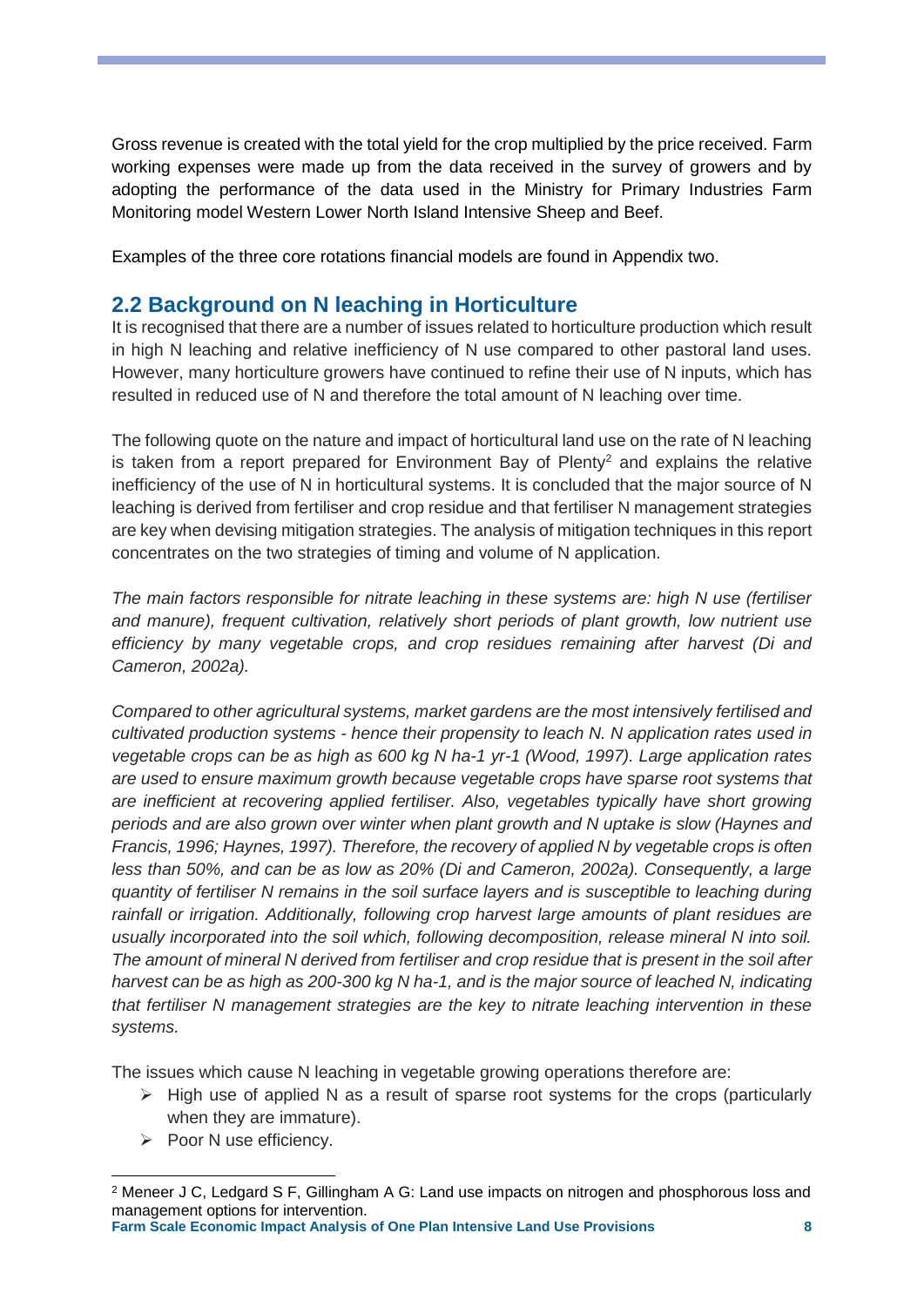Gross revenue is created with the total yield for the crop multiplied by the price received. Farm working expenses were made up from the data received in the survey of growers and by adopting the performance of the data used in the Ministry for Primary Industries Farm Monitoring model Western Lower North Island Intensive Sheep and Beef.

Examples of the three core rotations financial models are found in Appendix two.

## 2.2 Background on N leaching in Horticulture

It is recognised that there are a number of issues related to horticulture production which result in high N leaching and relative inefficiency of N use compared to other pastoral land uses. However, many horticulture growers have continued to refine their use of N inputs, which has resulted in reduced use of N and therefore the total amount of N leaching over time.

The following quote on the nature and impact of horticultural land use on the rate of N leaching is taken from a report prepared for Environment Bay of Plenty[2] and explains the relative inefficiency of the use of N in horticultural systems. It is concluded that the major source of N leaching is derived from fertiliser and crop residue and that fertiliser N management strategies are key when devising mitigation strategies. The analysis of mitigation techniques in this report concentrates on the two strategies of timing and volume of N application.

*The main factors responsible for nitrate leaching in these systems are: high N use (fertiliser and manure), frequent cultivation, relatively short periods of plant growth, low nutrient use efficiency by many vegetable crops, and crop residues remaining after harvest (Di and Cameron, 2002a).*

*Compared to other agricultural systems, market gardens are the most intensively fertilised and cultivated production systems - hence their propensity to leach N. N application rates used in vegetable crops can be as high as 600 kg N ha-1 yr-1 (Wood, 1997). Large application rates are used to ensure maximum growth because vegetable crops have sparse root systems that are inefficient at recovering applied fertiliser. Also, vegetables typically have short growing periods and are also grown over winter when plant growth and N uptake is slow (Haynes and Francis, 1996; Haynes, 1997). Therefore, the recovery of applied N by vegetable crops is often less than 50%, and can be as low as 20% (Di and Cameron, 2002a). Consequently, a large quantity of fertiliser N remains in the soil surface layers and is susceptible to leaching during rainfall or irrigation. Additionally, following crop harvest large amounts of plant residues are usually incorporated into the soil which, following decomposition, release mineral N into soil. The amount of mineral N derived from fertiliser and crop residue that is present in the soil after harvest can be as high as 200-300 kg N ha-1, and is the major source of leached N, indicating that fertiliser N management strategies are the key to nitrate leaching intervention in these systems.*

The issues which cause N leaching in vegetable growing operations therefore are:

- High use of applied N as a result of sparse root systems for the crops (particularly when they are immature).
- Poor N use efficiency.

---

[2] Meneer J C, Ledgard S F, Gillingham A G: Land use impacts on nitrogen and phosphorous loss and management options for intervention.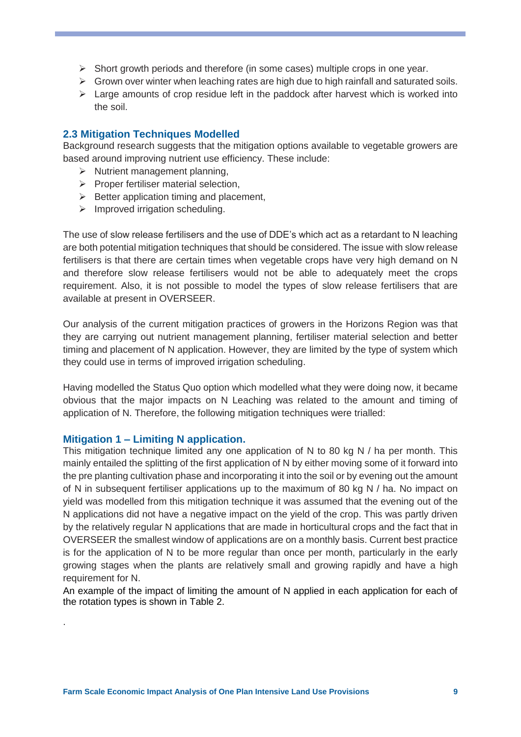- Short growth periods and therefore (in some cases) multiple crops in one year.
- Grown over winter when leaching rates are high due to high rainfall and saturated soils.
- Large amounts of crop residue left in the paddock after harvest which is worked into the soil.

### 2.3 Mitigation Techniques Modelled

Background research suggests that the mitigation options available to vegetable growers are based around improving nutrient use efficiency. These include:

- Nutrient management planning,
- Proper fertiliser material selection,
- Better application timing and placement,
- Improved irrigation scheduling.

The use of slow release fertilisers and the use of DDE's which act as a retardant to N leaching are both potential mitigation techniques that should be considered. The issue with slow release fertilisers is that there are certain times when vegetable crops have very high demand on N and therefore slow release fertilisers would not be able to adequately meet the crops requirement. Also, it is not possible to model the types of slow release fertilisers that are available at present in OVERSEER.

Our analysis of the current mitigation practices of growers in the Horizons Region was that they are carrying out nutrient management planning, fertiliser material selection and better timing and placement of N application. However, they are limited by the type of system which they could use in terms of improved irrigation scheduling.

Having modelled the Status Quo option which modelled what they were doing now, it became obvious that the major impacts on N Leaching was related to the amount and timing of application of N. Therefore, the following mitigation techniques were trialled:

### Mitigation 1 – Limiting N application.

This mitigation technique limited any one application of N to 80 kg N / ha per month. This mainly entailed the splitting of the first application of N by either moving some of it forward into the pre planting cultivation phase and incorporating it into the soil or by evening out the amount of N in subsequent fertiliser applications up to the maximum of 80 kg N / ha. No impact on yield was modelled from this mitigation technique it was assumed that the evening out of the N applications did not have a negative impact on the yield of the crop. This was partly driven by the relatively regular N applications that are made in horticultural crops and the fact that in OVERSEER the smallest window of applications are on a monthly basis. Current best practice is for the application of N to be more regular than once per month, particularly in the early growing stages when the plants are relatively small and growing rapidly and have a high requirement for N.

An example of the impact of limiting the amount of N applied in each application for each of the rotation types is shown in Table 2.

.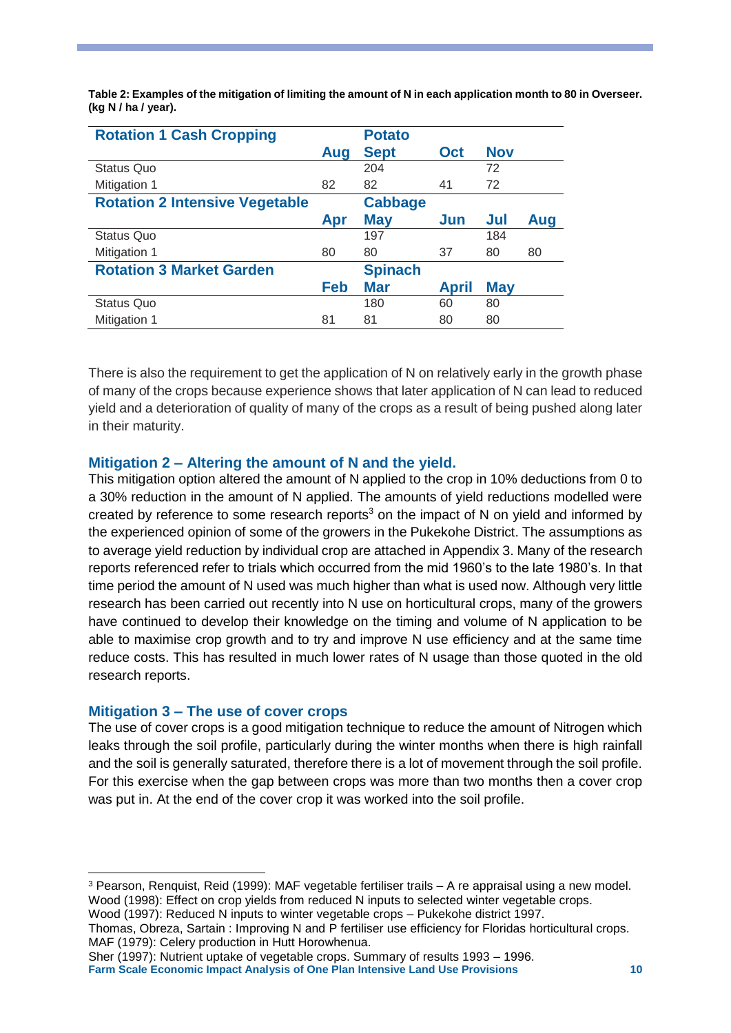**Table 2: Examples of the mitigation of limiting the amount of N in each application month to 80 in Overseer. (kg N / ha / year).**

| Rotation 1 Cash Cropping | | Potato | | | |
|---|---|---|---|---|---|
| | Aug | Sept | Oct | Nov | |
| Status Quo | | 204 | | 72 | |
| Mitigation 1 | 82 | 82 | 41 | 72 | |
| **Rotation 2 Intensive Vegetable** | | **Cabbage** | | | |
| | **Apr** | **May** | **Jun** | **Jul** | **Aug** |
| Status Quo | | 197 | | 184 | |
| Mitigation 1 | 80 | 80 | 37 | 80 | 80 |
| **Rotation 3 Market Garden** | | **Spinach** | | | |
| | **Feb** | **Mar** | **April** | **May** | |
| Status Quo | | 180 | 60 | 80 | |
| Mitigation 1 | 81 | 81 | 80 | 80 | |

There is also the requirement to get the application of N on relatively early in the growth phase of many of the crops because experience shows that later application of N can lead to reduced yield and a deterioration of quality of many of the crops as a result of being pushed along later in their maturity.

### Mitigation 2 – Altering the amount of N and the yield.

This mitigation option altered the amount of N applied to the crop in 10% deductions from 0 to a 30% reduction in the amount of N applied. The amounts of yield reductions modelled were created by reference to some research reports[3] on the impact of N on yield and informed by the experienced opinion of some of the growers in the Pukekohe District. The assumptions as to average yield reduction by individual crop are attached in Appendix 3. Many of the research reports referenced refer to trials which occurred from the mid 1960's to the late 1980's. In that time period the amount of N used was much higher than what is used now. Although very little research has been carried out recently into N use on horticultural crops, many of the growers have continued to develop their knowledge on the timing and volume of N application to be able to maximise crop growth and to try and improve N use efficiency and at the same time reduce costs. This has resulted in much lower rates of N usage than those quoted in the old research reports.

### Mitigation 3 – The use of cover crops

The use of cover crops is a good mitigation technique to reduce the amount of Nitrogen which leaks through the soil profile, particularly during the winter months when there is high rainfall and the soil is generally saturated, therefore there is a lot of movement through the soil profile. For this exercise when the gap between crops was more than two months then a cover crop was put in. At the end of the cover crop it was worked into the soil profile.

---

[3] Pearson, Renquist, Reid (1999): MAF vegetable fertiliser trails – A re appraisal using a new model.
Wood (1998): Effect on crop yields from reduced N inputs to selected winter vegetable crops.
Wood (1997): Reduced N inputs to winter vegetable crops – Pukekohe district 1997.
Thomas, Obreza, Sartain : Improving N and P fertiliser use efficiency for Floridas horticultural crops.
MAF (1979): Celery production in Hutt Horowhenua.
Sher (1997): Nutrient uptake of vegetable crops. Summary of results 1993 – 1996.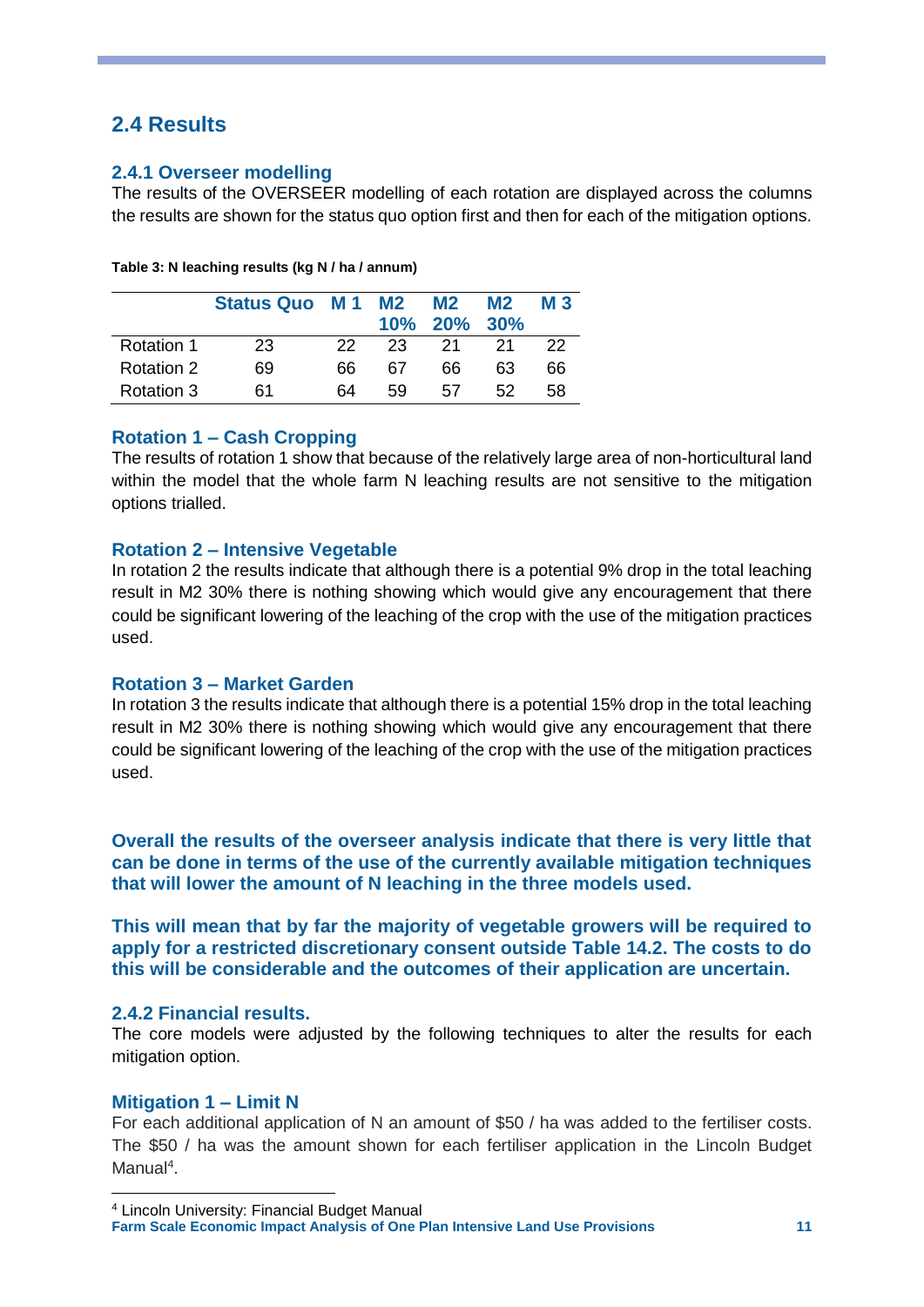## 2.4 Results

### 2.4.1 Overseer modelling

The results of the OVERSEER modelling of each rotation are displayed across the columns the results are shown for the status quo option first and then for each of the mitigation options.

**Table 3: N leaching results (kg N / ha / annum)**

| | Status Quo | M 1 | M2 10% | M2 20% | M2 30% | M 3 |
|---|---|---|---|---|---|---|
| Rotation 1 | 23 | 22 | 23 | 21 | 21 | 22 |
| Rotation 2 | 69 | 66 | 67 | 66 | 63 | 66 |
| Rotation 3 | 61 | 64 | 59 | 57 | 52 | 58 |

#### Rotation 1 – Cash Cropping

The results of rotation 1 show that because of the relatively large area of non-horticultural land within the model that the whole farm N leaching results are not sensitive to the mitigation options trialled.

#### Rotation 2 – Intensive Vegetable

In rotation 2 the results indicate that although there is a potential 9% drop in the total leaching result in M2 30% there is nothing showing which would give any encouragement that there could be significant lowering of the leaching of the crop with the use of the mitigation practices used.

#### Rotation 3 – Market Garden

In rotation 3 the results indicate that although there is a potential 15% drop in the total leaching result in M2 30% there is nothing showing which would give any encouragement that there could be significant lowering of the leaching of the crop with the use of the mitigation practices used.

**Overall the results of the overseer analysis indicate that there is very little that can be done in terms of the use of the currently available mitigation techniques that will lower the amount of N leaching in the three models used.**

**This will mean that by far the majority of vegetable growers will be required to apply for a restricted discretionary consent outside Table 14.2. The costs to do this will be considerable and the outcomes of their application are uncertain.**

### 2.4.2 Financial results.

The core models were adjusted by the following techniques to alter the results for each mitigation option.

#### Mitigation 1 – Limit N

For each additional application of N an amount of $50 / ha was added to the fertiliser costs. The $50 / ha was the amount shown for each fertiliser application in the Lincoln Budget Manual[4].

[4] Lincoln University: Financial Budget Manual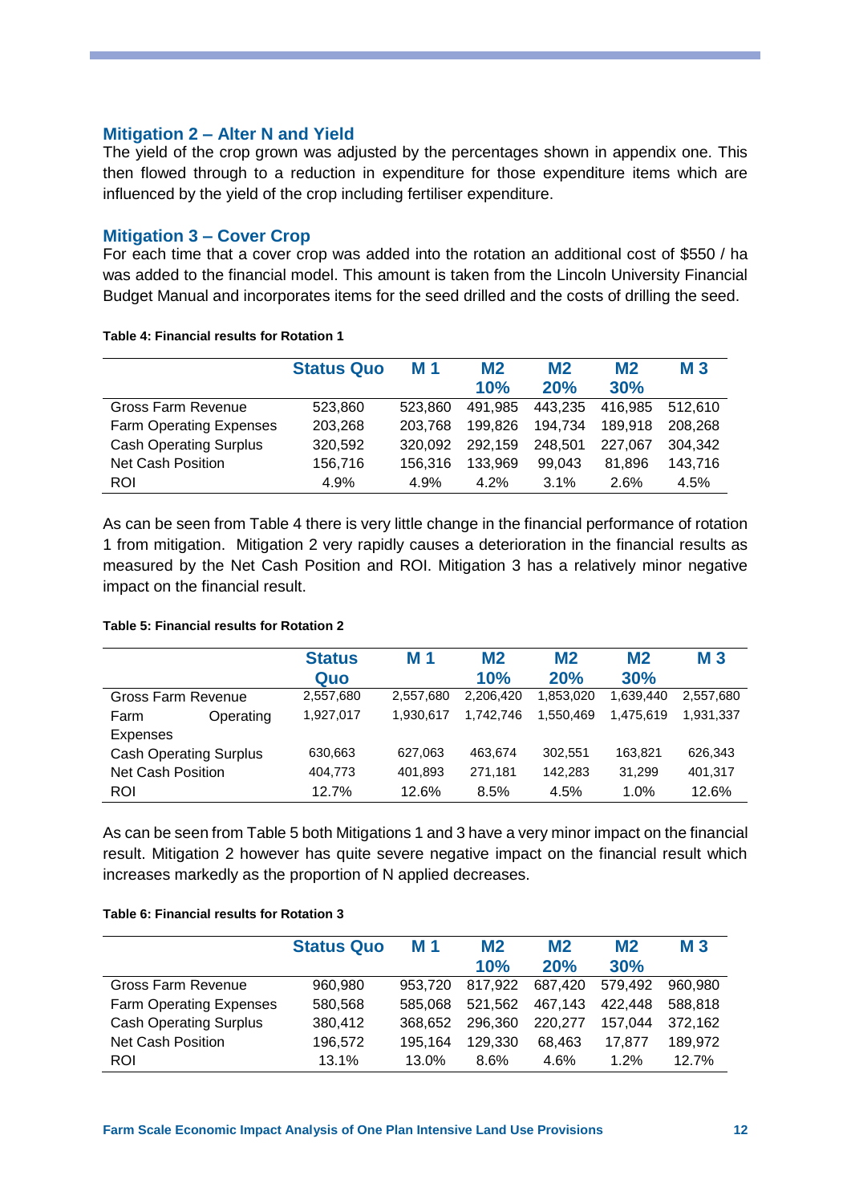### Mitigation 2 – Alter N and Yield

The yield of the crop grown was adjusted by the percentages shown in appendix one. This then flowed through to a reduction in expenditure for those expenditure items which are influenced by the yield of the crop including fertiliser expenditure.

### Mitigation 3 – Cover Crop

For each time that a cover crop was added into the rotation an additional cost of $550 / ha was added to the financial model. This amount is taken from the Lincoln University Financial Budget Manual and incorporates items for the seed drilled and the costs of drilling the seed.

**Table 4: Financial results for Rotation 1**

| | Status Quo | M 1 | M2 10% | M2 20% | M2 30% | M 3 |
|---|---|---|---|---|---|---|
| Gross Farm Revenue | 523,860 | 523,860 | 491,985 | 443,235 | 416,985 | 512,610 |
| Farm Operating Expenses | 203,268 | 203,768 | 199,826 | 194,734 | 189,918 | 208,268 |
| Cash Operating Surplus | 320,592 | 320,092 | 292,159 | 248,501 | 227,067 | 304,342 |
| Net Cash Position | 156,716 | 156,316 | 133,969 | 99,043 | 81,896 | 143,716 |
| ROI | 4.9% | 4.9% | 4.2% | 3.1% | 2.6% | 4.5% |

As can be seen from Table 4 there is very little change in the financial performance of rotation 1 from mitigation. Mitigation 2 very rapidly causes a deterioration in the financial results as measured by the Net Cash Position and ROI. Mitigation 3 has a relatively minor negative impact on the financial result.

**Table 5: Financial results for Rotation 2**

| | Status Quo | M 1 | M2 10% | M2 20% | M2 30% | M 3 |
|---|---|---|---|---|---|---|
| Gross Farm Revenue | 2,557,680 | 2,557,680 | 2,206,420 | 1,853,020 | 1,639,440 | 2,557,680 |
| Farm Operating Expenses | 1,927,017 | 1,930,617 | 1,742,746 | 1,550,469 | 1,475,619 | 1,931,337 |
| Cash Operating Surplus | 630,663 | 627,063 | 463,674 | 302,551 | 163,821 | 626,343 |
| Net Cash Position | 404,773 | 401,893 | 271,181 | 142,283 | 31,299 | 401,317 |
| ROI | 12.7% | 12.6% | 8.5% | 4.5% | 1.0% | 12.6% |

As can be seen from Table 5 both Mitigations 1 and 3 have a very minor impact on the financial result. Mitigation 2 however has quite severe negative impact on the financial result which increases markedly as the proportion of N applied decreases.

**Table 6: Financial results for Rotation 3**

| | Status Quo | M 1 | M2 10% | M2 20% | M2 30% | M 3 |
|---|---|---|---|---|---|---|
| Gross Farm Revenue | 960,980 | 953,720 | 817,922 | 687,420 | 579,492 | 960,980 |
| Farm Operating Expenses | 580,568 | 585,068 | 521,562 | 467,143 | 422,448 | 588,818 |
| Cash Operating Surplus | 380,412 | 368,652 | 296,360 | 220,277 | 157,044 | 372,162 |
| Net Cash Position | 196,572 | 195,164 | 129,330 | 68,463 | 17,877 | 189,972 |
| ROI | 13.1% | 13.0% | 8.6% | 4.6% | 1.2% | 12.7% |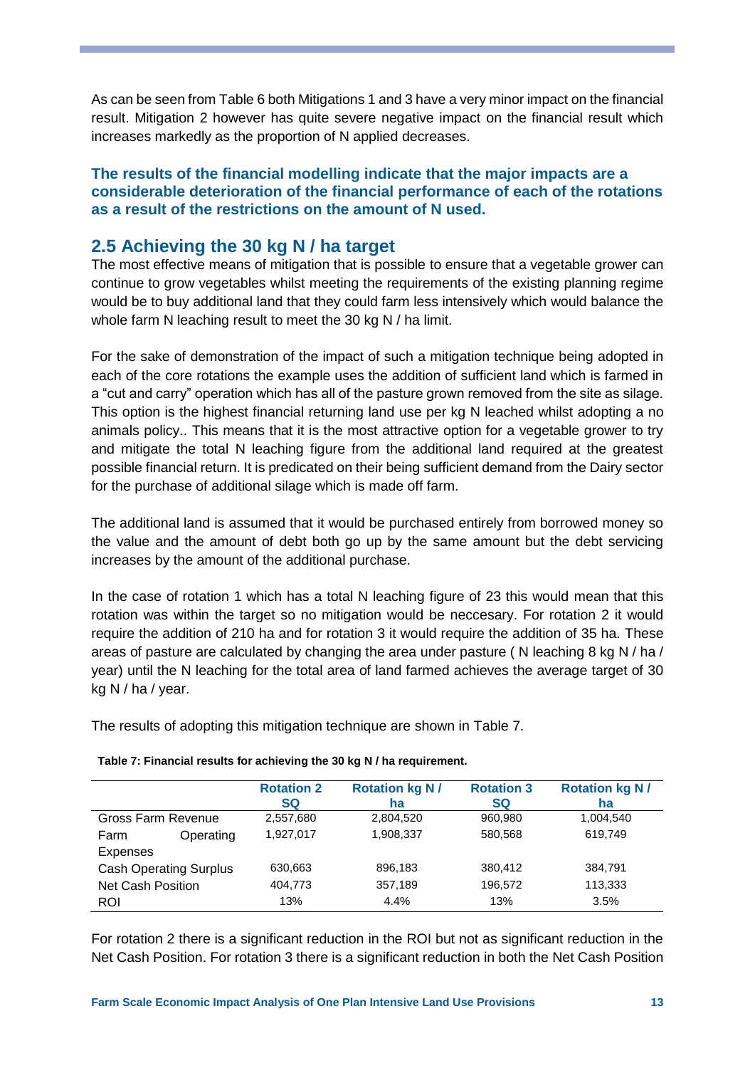As can be seen from Table 6 both Mitigations 1 and 3 have a very minor impact on the financial result. Mitigation 2 however has quite severe negative impact on the financial result which increases markedly as the proportion of N applied decreases.

**The results of the financial modelling indicate that the major impacts are a considerable deterioration of the financial performance of each of the rotations as a result of the restrictions on the amount of N used.**

## 2.5 Achieving the 30 kg N / ha target

The most effective means of mitigation that is possible to ensure that a vegetable grower can continue to grow vegetables whilst meeting the requirements of the existing planning regime would be to buy additional land that they could farm less intensively which would balance the whole farm N leaching result to meet the 30 kg N / ha limit.

For the sake of demonstration of the impact of such a mitigation technique being adopted in each of the core rotations the example uses the addition of sufficient land which is farmed in a "cut and carry" operation which has all of the pasture grown removed from the site as silage. This option is the highest financial returning land use per kg N leached whilst adopting a no animals policy.. This means that it is the most attractive option for a vegetable grower to try and mitigate the total N leaching figure from the additional land required at the greatest possible financial return. It is predicated on their being sufficient demand from the Dairy sector for the purchase of additional silage which is made off farm.

The additional land is assumed that it would be purchased entirely from borrowed money so the value and the amount of debt both go up by the same amount but the debt servicing increases by the amount of the additional purchase.

In the case of rotation 1 which has a total N leaching figure of 23 this would mean that this rotation was within the target so no mitigation would be neccesary. For rotation 2 it would require the addition of 210 ha and for rotation 3 it would require the addition of 35 ha. These areas of pasture are calculated by changing the area under pasture ( N leaching 8 kg N / ha / year) until the N leaching for the total area of land farmed achieves the average target of 30 kg N / ha / year.

The results of adopting this mitigation technique are shown in Table 7.

**Table 7: Financial results for achieving the 30 kg N / ha requirement.**

| | Rotation 2 SQ | Rotation kg N / ha | Rotation 3 SQ | Rotation kg N / ha |
|---|---|---|---|---|
| Gross Farm Revenue | 2,557,680 | 2,804,520 | 960,980 | 1,004,540 |
| Farm Operating Expenses | 1,927,017 | 1,908,337 | 580,568 | 619,749 |
| Cash Operating Surplus | 630,663 | 896,183 | 380,412 | 384,791 |
| Net Cash Position | 404,773 | 357,189 | 196,572 | 113,333 |
| ROI | 13% | 4.4% | 13% | 3.5% |

For rotation 2 there is a significant reduction in the ROI but not as significant reduction in the Net Cash Position. For rotation 3 there is a significant reduction in both the Net Cash Position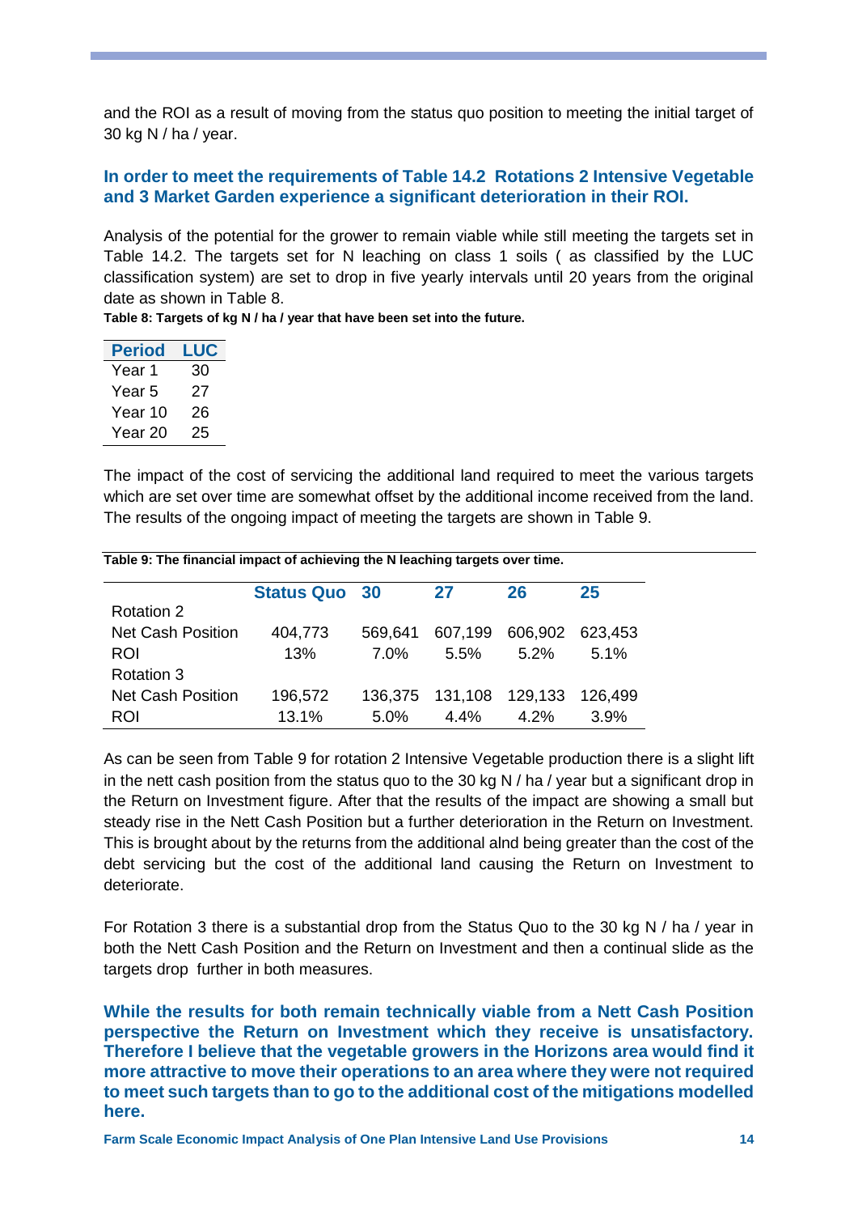and the ROI as a result of moving from the status quo position to meeting the initial target of 30 kg N / ha / year.

**In order to meet the requirements of Table 14.2 Rotations 2 Intensive Vegetable and 3 Market Garden experience a significant deterioration in their ROI.**

Analysis of the potential for the grower to remain viable while still meeting the targets set in Table 14.2. The targets set for N leaching on class 1 soils ( as classified by the LUC classification system) are set to drop in five yearly intervals until 20 years from the original date as shown in Table 8.

**Table 8: Targets of kg N / ha / year that have been set into the future.**

| Period | LUC |
|---|---|
| Year 1 | 30 |
| Year 5 | 27 |
| Year 10 | 26 |
| Year 20 | 25 |

The impact of the cost of servicing the additional land required to meet the various targets which are set over time are somewhat offset by the additional income received from the land. The results of the ongoing impact of meeting the targets are shown in Table 9.

**Table 9: The financial impact of achieving the N leaching targets over time.**

| | Status Quo | 30 | 27 | 26 | 25 |
|---|---|---|---|---|---|
| Rotation 2 | | | | | |
| Net Cash Position | 404,773 | 569,641 | 607,199 | 606,902 | 623,453 |
| ROI | 13% | 7.0% | 5.5% | 5.2% | 5.1% |
| Rotation 3 | | | | | |
| Net Cash Position | 196,572 | 136,375 | 131,108 | 129,133 | 126,499 |
| ROI | 13.1% | 5.0% | 4.4% | 4.2% | 3.9% |

As can be seen from Table 9 for rotation 2 Intensive Vegetable production there is a slight lift in the nett cash position from the status quo to the 30 kg N / ha / year but a significant drop in the Return on Investment figure. After that the results of the impact are showing a small but steady rise in the Nett Cash Position but a further deterioration in the Return on Investment. This is brought about by the returns from the additional alnd being greater than the cost of the debt servicing but the cost of the additional land causing the Return on Investment to deteriorate.

For Rotation 3 there is a substantial drop from the Status Quo to the 30 kg N / ha / year in both the Nett Cash Position and the Return on Investment and then a continual slide as the targets drop further in both measures.

**While the results for both remain technically viable from a Nett Cash Position perspective the Return on Investment which they receive is unsatisfactory. Therefore I believe that the vegetable growers in the Horizons area would find it more attractive to move their operations to an area where they were not required to meet such targets than to go to the additional cost of the mitigations modelled here.**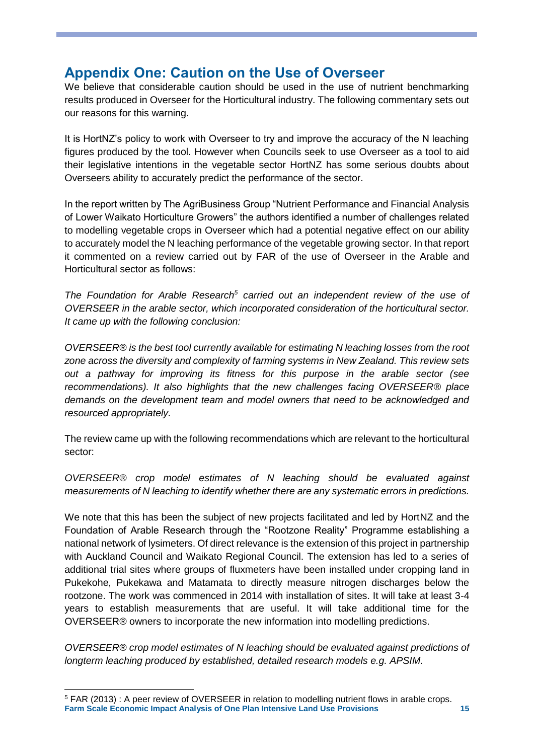## Appendix One: Caution on the Use of Overseer

We believe that considerable caution should be used in the use of nutrient benchmarking results produced in Overseer for the Horticultural industry. The following commentary sets out our reasons for this warning.

It is HortNZ's policy to work with Overseer to try and improve the accuracy of the N leaching figures produced by the tool. However when Councils seek to use Overseer as a tool to aid their legislative intentions in the vegetable sector HortNZ has some serious doubts about Overseers ability to accurately predict the performance of the sector.

In the report written by The AgriBusiness Group "Nutrient Performance and Financial Analysis of Lower Waikato Horticulture Growers" the authors identified a number of challenges related to modelling vegetable crops in Overseer which had a potential negative effect on our ability to accurately model the N leaching performance of the vegetable growing sector. In that report it commented on a review carried out by FAR of the use of Overseer in the Arable and Horticultural sector as follows:

*The Foundation for Arable Research[5] carried out an independent review of the use of OVERSEER in the arable sector, which incorporated consideration of the horticultural sector. It came up with the following conclusion:*

*OVERSEER® is the best tool currently available for estimating N leaching losses from the root zone across the diversity and complexity of farming systems in New Zealand. This review sets out a pathway for improving its fitness for this purpose in the arable sector (see recommendations). It also highlights that the new challenges facing OVERSEER® place demands on the development team and model owners that need to be acknowledged and resourced appropriately.*

The review came up with the following recommendations which are relevant to the horticultural sector:

*OVERSEER® crop model estimates of N leaching should be evaluated against measurements of N leaching to identify whether there are any systematic errors in predictions.*

We note that this has been the subject of new projects facilitated and led by HortNZ and the Foundation of Arable Research through the "Rootzone Reality" Programme establishing a national network of lysimeters. Of direct relevance is the extension of this project in partnership with Auckland Council and Waikato Regional Council. The extension has led to a series of additional trial sites where groups of fluxmeters have been installed under cropping land in Pukekohe, Pukekawa and Matamata to directly measure nitrogen discharges below the rootzone. The work was commenced in 2014 with installation of sites. It will take at least 3-4 years to establish measurements that are useful. It will take additional time for the OVERSEER® owners to incorporate the new information into modelling predictions.

*OVERSEER® crop model estimates of N leaching should be evaluated against predictions of longterm leaching produced by established, detailed research models e.g. APSIM.*

[5] FAR (2013) : A peer review of OVERSEER in relation to modelling nutrient flows in arable crops.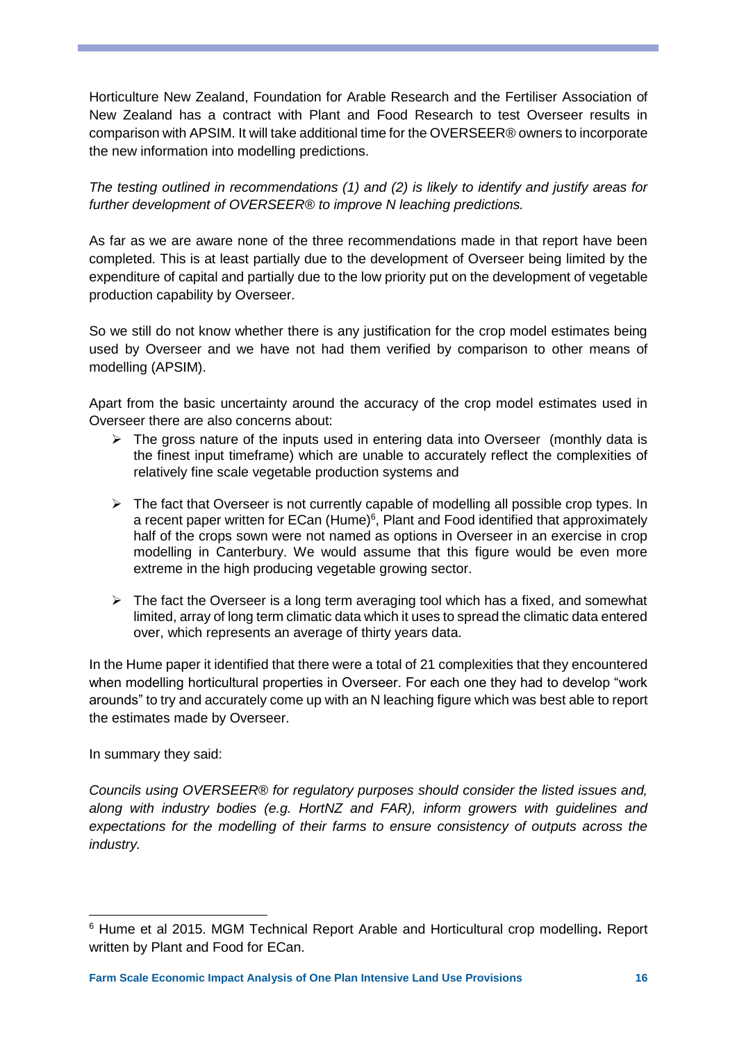Horticulture New Zealand, Foundation for Arable Research and the Fertiliser Association of New Zealand has a contract with Plant and Food Research to test Overseer results in comparison with APSIM. It will take additional time for the OVERSEER® owners to incorporate the new information into modelling predictions.

*The testing outlined in recommendations (1) and (2) is likely to identify and justify areas for further development of OVERSEER® to improve N leaching predictions.*

As far as we are aware none of the three recommendations made in that report have been completed. This is at least partially due to the development of Overseer being limited by the expenditure of capital and partially due to the low priority put on the development of vegetable production capability by Overseer.

So we still do not know whether there is any justification for the crop model estimates being used by Overseer and we have not had them verified by comparison to other means of modelling (APSIM).

Apart from the basic uncertainty around the accuracy of the crop model estimates used in Overseer there are also concerns about:

- The gross nature of the inputs used in entering data into Overseer (monthly data is the finest input timeframe) which are unable to accurately reflect the complexities of relatively fine scale vegetable production systems and
- The fact that Overseer is not currently capable of modelling all possible crop types. In a recent paper written for ECan (Hume)[6], Plant and Food identified that approximately half of the crops sown were not named as options in Overseer in an exercise in crop modelling in Canterbury. We would assume that this figure would be even more extreme in the high producing vegetable growing sector.
- The fact the Overseer is a long term averaging tool which has a fixed, and somewhat limited, array of long term climatic data which it uses to spread the climatic data entered over, which represents an average of thirty years data.

In the Hume paper it identified that there were a total of 21 complexities that they encountered when modelling horticultural properties in Overseer. For each one they had to develop "work arounds" to try and accurately come up with an N leaching figure which was best able to report the estimates made by Overseer.

In summary they said:

*Councils using OVERSEER® for regulatory purposes should consider the listed issues and, along with industry bodies (e.g. HortNZ and FAR), inform growers with guidelines and expectations for the modelling of their farms to ensure consistency of outputs across the industry.*

---

[6] Hume et al 2015. MGM Technical Report Arable and Horticultural crop modelling**.** Report written by Plant and Food for ECan.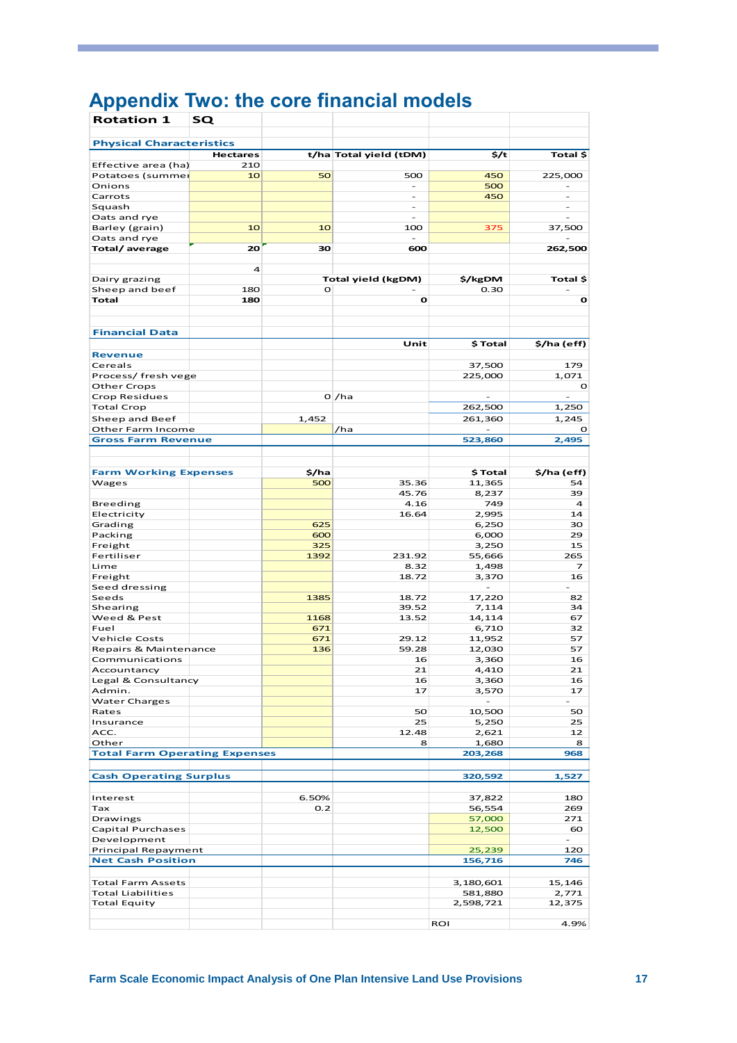# Appendix Two: the core financial models

| Rotation 1 | SQ | | | | |
|---|---|---|---|---|---|
| | | | | | |
| **Physical Characteristics** | | | | | |
| | Hectares | t/ha | Total yield (tDM) | $/t | Total $ |
| Effective area (ha) | 210 | | | | |
| Potatoes (summer | 10 | 50 | 500 | 450 | 225,000 |
| Onions | | | - | 500 | - |
| Carrots | | | - | 450 | - |
| Squash | | | - | | - |
| Oats and rye | | | - | | - |
| Barley (grain) | 10 | 10 | 100 | 375 | 37,500 |
| Oats and rye | | | - | | - |
| **Total/ average** | **20** | **30** | **600** | | **262,500** |
| | | | | | |
| | 4 | | | | |
| Dairy grazing | | | Total yield (kgDM) | $/kgDM | Total $ |
| Sheep and beef | 180 | 0 | - | 0.30 | - |
| **Total** | **180** | | **0** | | **0** |
| | | | | | |
| | | | | | |
| **Financial Data** | | | | | |
| | | | Unit | $ Total | $/ha (eff) |
| **Revenue** | | | | | |
| Cereals | | | | 37,500 | 179 |
| Process/ fresh vege | | | | 225,000 | 1,071 |
| Other Crops | | | | | 0 |
| Crop Residues | | 0 | /ha | - | - |
| Total Crop | | | | 262,500 | 1,250 |
| Sheep and Beef | | 1,452 | | 261,360 | 1,245 |
| Other Farm Income | | | /ha | - | 0 |
| **Gross Farm Revenue** | | | | **523,860** | **2,495** |
| | | | | | |
| | | | | | |
| **Farm Working Expenses** | | $/ha | | $ Total | $/ha (eff) |
| Wages | | 500 | 35.36 | 11,365 | 54 |
| | | | 45.76 | 8,237 | 39 |
| Breeding | | | 4.16 | 749 | 4 |
| Electricity | | | 16.64 | 2,995 | 14 |
| Grading | | 625 | | 6,250 | 30 |
| Packing | | 600 | | 6,000 | 29 |
| Freight | | 325 | | 3,250 | 15 |
| Fertiliser | | 1392 | 231.92 | 55,666 | 265 |
| Lime | | | 8.32 | 1,498 | 7 |
| Freight | | | 18.72 | 3,370 | 16 |
| Seed dressing | | | | - | - |
| Seeds | | 1385 | 18.72 | 17,220 | 82 |
| Shearing | | | 39.52 | 7,114 | 34 |
| Weed & Pest | | 1168 | 13.52 | 14,114 | 67 |
| Fuel | | 671 | | 6,710 | 32 |
| Vehicle Costs | | 671 | 29.12 | 11,952 | 57 |
| Repairs & Maintenance | | 136 | 59.28 | 12,030 | 57 |
| Communications | | | 16 | 3,360 | 16 |
| Accountancy | | | 21 | 4,410 | 21 |
| Legal & Consultancy | | | 16 | 3,360 | 16 |
| Admin. | | | 17 | 3,570 | 17 |
| Water Charges | | | | - | - |
| Rates | | | 50 | 10,500 | 50 |
| Insurance | | | 25 | 5,250 | 25 |
| ACC. | | | 12.48 | 2,621 | 12 |
| Other | | | 8 | 1,680 | 8 |
| **Total Farm Operating Expenses** | | | | **203,268** | **968** |
| | | | | | |
| **Cash Operating Surplus** | | | | **320,592** | **1,527** |
| | | | | | |
| Interest | | 6.50% | | 37,822 | 180 |
| Tax | | 0.2 | | 56,554 | 269 |
| Drawings | | | | 57,000 | 271 |
| Capital Purchases | | | | 12,500 | 60 |
| Development | | | | | - |
| Principal Repayment | | | | 25,239 | 120 |
| **Net Cash Position** | | | | **156,716** | **746** |
| | | | | | |
| Total Farm Assets | | | | 3,180,601 | 15,146 |
| Total Liabilities | | | | 581,880 | 2,771 |
| Total Equity | | | | 2,598,721 | 12,375 |
| | | | | | |
| | | | | ROI | 4.9% |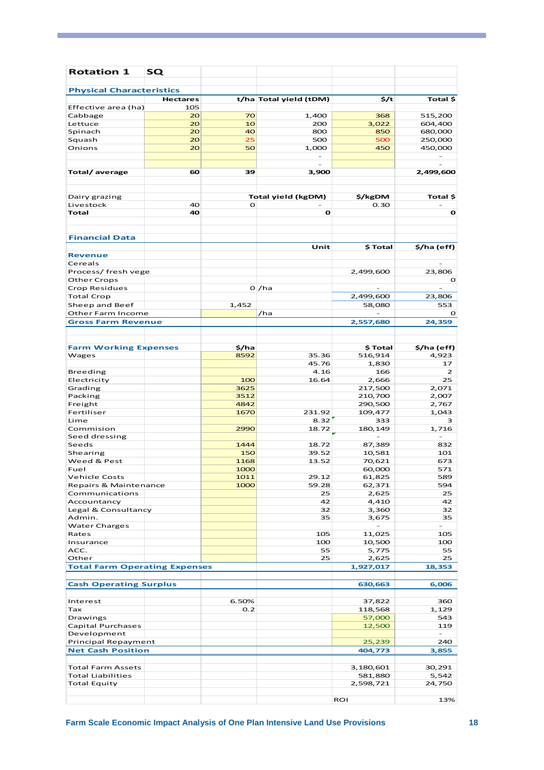| Rotation 1 | SQ | | | | |
|---|---|---|---|---|---|
| **Physical Characteristics** | | | | | |
| | Hectares | t/ha | Total yield (tDM) | $/t | Total $ |
| Effective area (ha) | 105 | | | | |
| Cabbage | 20 | 70 | 1,400 | 368 | 515,200 |
| Lettuce | 20 | 10 | 200 | 3,022 | 604,400 |
| Spinach | 20 | 40 | 800 | 850 | 680,000 |
| Squash | 20 | 25 | 500 | 500 | 250,000 |
| Onions | 20 | 50 | 1,000 | 450 | 450,000 |
| | | | - | | - |
| | | | - | | - |
| **Total/ average** | **60** | **39** | **3,900** | | **2,499,600** |
| | | | | | |
| Dairy grazing | | | Total yield (kgDM) | $/kgDM | Total $ |
| Livestock | 40 | 0 | - | 0.30 | - |
| **Total** | **40** | | **0** | | **0** |
| | | | | | |
| **Financial Data** | | | | | |
| | | | Unit | $ Total | $/ha (eff) |
| **Revenue** | | | | | |
| Cereals | | | | | - |
| Process/ fresh vege | | | | 2,499,600 | 23,806 |
| Other Crops | | | | | 0 |
| Crop Residues | | 0 | /ha | - | - |
| Total Crop | | | | 2,499,600 | 23,806 |
| Sheep and Beef | | 1,452 | | 58,080 | 553 |
| Other Farm Income | | | /ha | - | 0 |
| **Gross Farm Revenue** | | | | **2,557,680** | **24,359** |
| | | | | | |
| **Farm Working Expenses** | | $/ha | | $ Total | $/ha (eff) |
| Wages | | 8592 | 35.36 | 516,914 | 4,923 |
| | | | 45.76 | 1,830 | 17 |
| Breeding | | | 4.16 | 166 | 2 |
| Electricity | | 100 | 16.64 | 2,666 | 25 |
| Grading | | 3625 | | 217,500 | 2,071 |
| Packing | | 3512 | | 210,700 | 2,007 |
| Freight | | 4842 | | 290,500 | 2,767 |
| Fertiliser | | 1670 | 231.92 | 109,477 | 1,043 |
| Lime | | | 8.32 | 333 | 3 |
| Commision | | 2990 | 18.72 | 180,149 | 1,716 |
| Seed dressing | | | | - | - |
| Seeds | | 1444 | 18.72 | 87,389 | 832 |
| Shearing | | 150 | 39.52 | 10,581 | 101 |
| Weed & Pest | | 1168 | 13.52 | 70,621 | 673 |
| Fuel | | 1000 | | 60,000 | 571 |
| Vehicle Costs | | 1011 | 29.12 | 61,825 | 589 |
| Repairs & Maintenance | | 1000 | 59.28 | 62,371 | 594 |
| Communications | | | 25 | 2,625 | 25 |
| Accountancy | | | 42 | 4,410 | 42 |
| Legal & Consultancy | | | 32 | 3,360 | 32 |
| Admin. | | | 35 | 3,675 | 35 |
| Water Charges | | | | - | - |
| Rates | | | 105 | 11,025 | 105 |
| Insurance | | | 100 | 10,500 | 100 |
| ACC. | | | 55 | 5,775 | 55 |
| Other | | | 25 | 2,625 | 25 |
| **Total Farm Operating Expenses** | | | | **1,927,017** | **18,353** |
| | | | | | |
| **Cash Operating Surplus** | | | | **630,663** | **6,006** |
| | | | | | |
| Interest | | 6.50% | | 37,822 | 360 |
| Tax | | 0.2 | | 118,568 | 1,129 |
| Drawings | | | | 57,000 | 543 |
| Capital Purchases | | | | 12,500 | 119 |
| Development | | | | | - |
| Principal Repayment | | | | 25,239 | 240 |
| **Net Cash Position** | | | | **404,773** | **3,855** |
| | | | | | |
| Total Farm Assets | | | | 3,180,601 | 30,291 |
| Total Liabilities | | | | 581,880 | 5,542 |
| Total Equity | | | | 2,598,721 | 24,750 |
| | | | | | |
| | | | | ROI | 13% |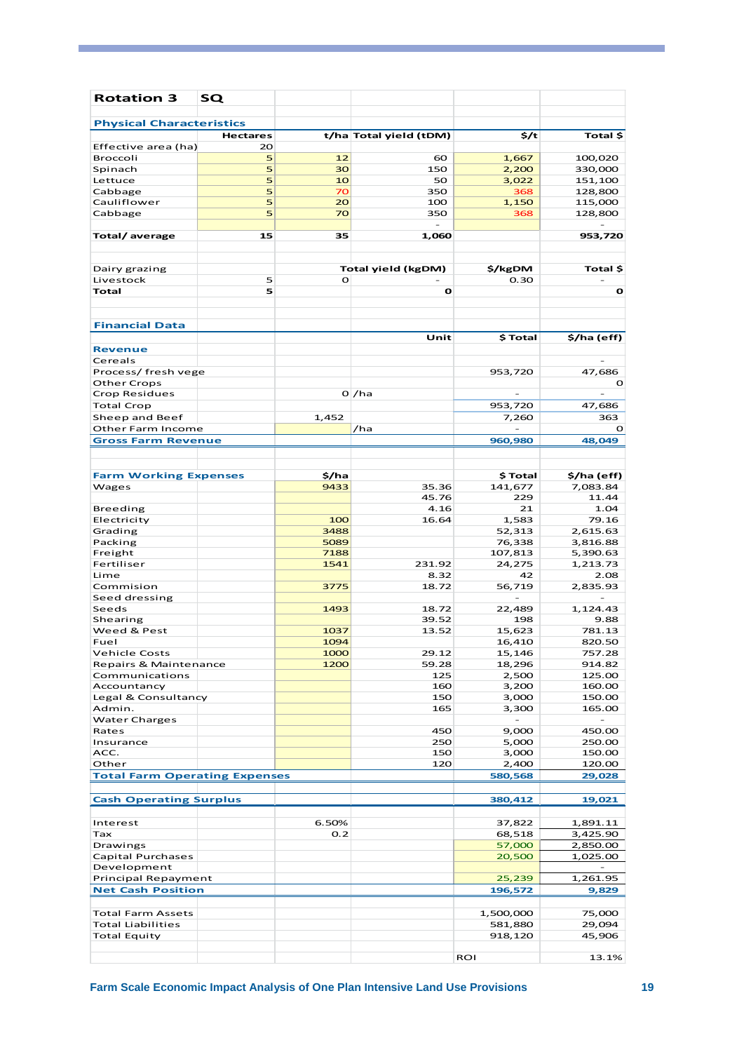| Rotation 3 | SQ | | | | |
|---|---|---|---|---|---|
| **Physical Characteristics** | | | | | |
| | Hectares | t/ha | Total yield (tDM) | $/t | Total $ |
| Effective area (ha) | 20 | | | | |
| Broccoli | 5 | 12 | 60 | 1,667 | 100,020 |
| Spinach | 5 | 30 | 150 | 2,200 | 330,000 |
| Lettuce | 5 | 10 | 50 | 3,022 | 151,100 |
| Cabbage | 5 | 70 | 350 | 368 | 128,800 |
| Cauliflower | 5 | 20 | 100 | 1,150 | 115,000 |
| Cabbage | 5 | 70 | 350 | 368 | 128,800 |
| | | | - | | - |
| **Total/ average** | **15** | **35** | **1,060** | | **953,720** |
| | | | | | |
| Dairy grazing | | | Total yield (kgDM) | $/kgDM | Total $ |
| Livestock | 5 | 0 | - | 0.30 | - |
| **Total** | **5** | | **0** | | **0** |
| | | | | | |
| **Financial Data** | | | | | |
| | | | Unit | $ Total | $/ha (eff) |
| **Revenue** | | | | | |
| Cereals | | | | | - |
| Process/ fresh vege | | | | 953,720 | 47,686 |
| Other Crops | | | | | 0 |
| Crop Residues | | 0 | /ha | - | - |
| Total Crop | | | | 953,720 | 47,686 |
| Sheep and Beef | | 1,452 | | 7,260 | 363 |
| Other Farm Income | | | /ha | - | 0 |
| **Gross Farm Revenue** | | | | **960,980** | **48,049** |
| | | | | | |
| **Farm Working Expenses** | | $/ha | | $ Total | $/ha (eff) |
| Wages | | 9433 | 35.36 | 141,677 | 7,083.84 |
| | | | 45.76 | 229 | 11.44 |
| Breeding | | | 4.16 | 21 | 1.04 |
| Electricity | | 100 | 16.64 | 1,583 | 79.16 |
| Grading | | 3488 | | 52,313 | 2,615.63 |
| Packing | | 5089 | | 76,338 | 3,816.88 |
| Freight | | 7188 | | 107,813 | 5,390.63 |
| Fertiliser | | 1541 | 231.92 | 24,275 | 1,213.73 |
| Lime | | | 8.32 | 42 | 2.08 |
| Commision | | 3775 | 18.72 | 56,719 | 2,835.93 |
| Seed dressing | | | | - | - |
| Seeds | | 1493 | 18.72 | 22,489 | 1,124.43 |
| Shearing | | | 39.52 | 198 | 9.88 |
| Weed & Pest | | 1037 | 13.52 | 15,623 | 781.13 |
| Fuel | | 1094 | | 16,410 | 820.50 |
| Vehicle Costs | | 1000 | 29.12 | 15,146 | 757.28 |
| Repairs & Maintenance | | 1200 | 59.28 | 18,296 | 914.82 |
| Communications | | | 125 | 2,500 | 125.00 |
| Accountancy | | | 160 | 3,200 | 160.00 |
| Legal & Consultancy | | | 150 | 3,000 | 150.00 |
| Admin. | | | 165 | 3,300 | 165.00 |
| Water Charges | | | | - | - |
| Rates | | | 450 | 9,000 | 450.00 |
| Insurance | | | 250 | 5,000 | 250.00 |
| ACC. | | | 150 | 3,000 | 150.00 |
| Other | | | 120 | 2,400 | 120.00 |
| **Total Farm Operating Expenses** | | | | **580,568** | **29,028** |
| | | | | | |
| **Cash Operating Surplus** | | | | **380,412** | **19,021** |
| | | | | | |
| Interest | | 6.50% | | 37,822 | 1,891.11 |
| Tax | | 0.2 | | 68,518 | 3,425.90 |
| Drawings | | | | 57,000 | 2,850.00 |
| Capital Purchases | | | | 20,500 | 1,025.00 |
| Development | | | | | - |
| Principal Repayment | | | | 25,239 | 1,261.95 |
| **Net Cash Position** | | | | **196,572** | **9,829** |
| | | | | | |
| Total Farm Assets | | | | 1,500,000 | 75,000 |
| Total Liabilities | | | | 581,880 | 29,094 |
| Total Equity | | | | 918,120 | 45,906 |
| | | | | | |
| | | | | ROI | 13.1% |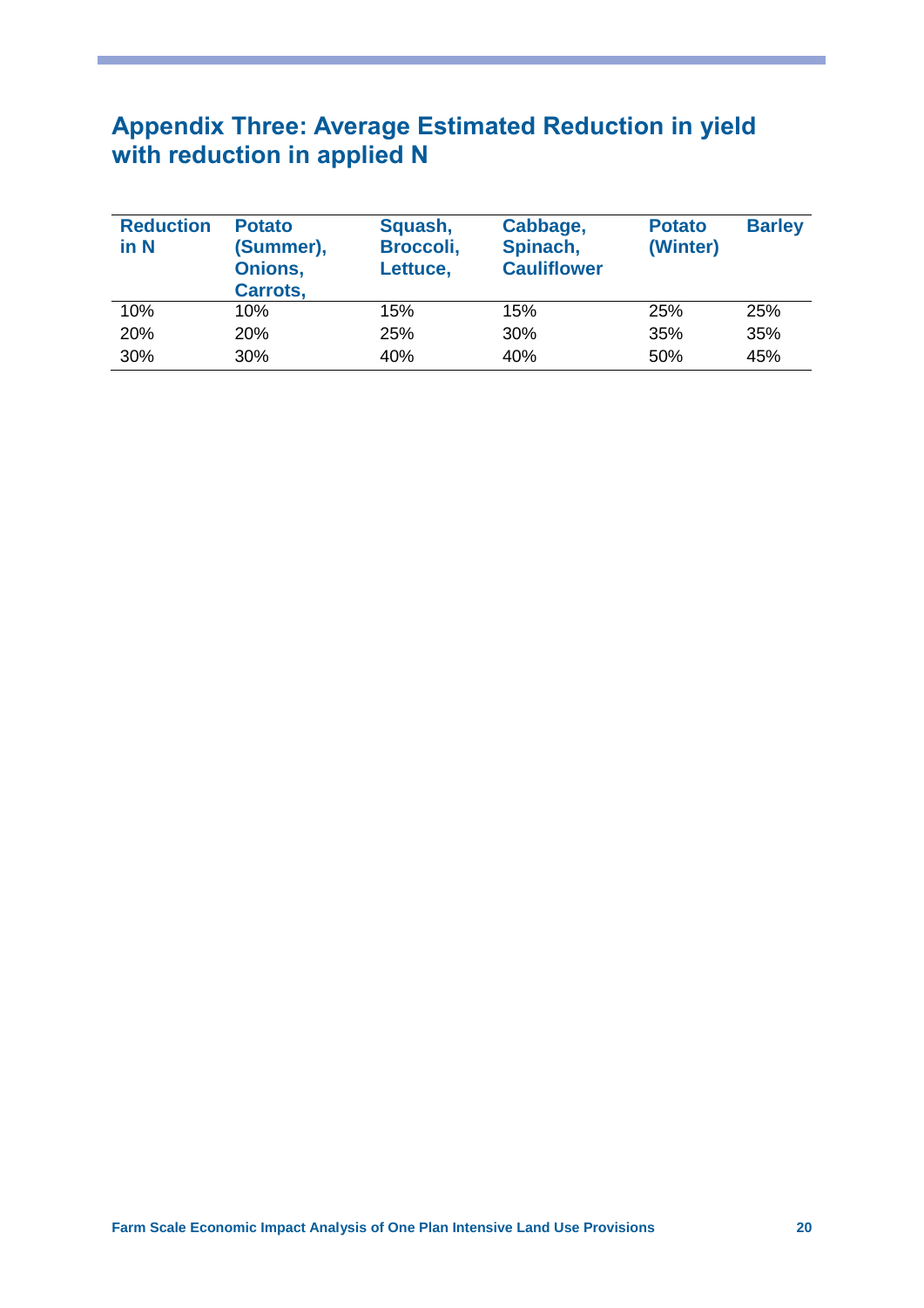## Appendix Three: Average Estimated Reduction in yield with reduction in applied N

| Reduction in N | Potato (Summer), Onions, Carrots, | Squash, Broccoli, Lettuce, | Cabbage, Spinach, Cauliflower | Potato (Winter) | Barley |
|---|---|---|---|---|---|
| 10% | 10% | 15% | 15% | 25% | 25% |
| 20% | 20% | 25% | 30% | 35% | 35% |
| 30% | 30% | 40% | 40% | 50% | 45% |